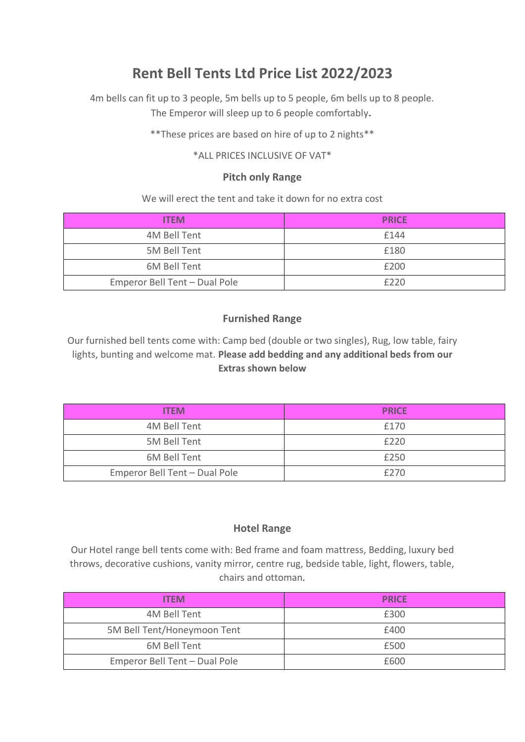# Rent Bell Tents Ltd Price List 2022/2023

4m bells can fit up to 3 people, 5m bells up to 5 people, 6m bells up to 8 people. The Emperor will sleep up to 6 people comfortably.

**These prices are based on hire of up to 2 nights**

*ALL PRICES INCLUSIVE OF VAT*

### Pitch only Range

We will erect the tent and take it down for no extra cost

| ITEM | PRICE |
|---|---|
| 4M Bell Tent | £144 |
| 5M Bell Tent | £180 |
| 6M Bell Tent | £200 |
| Emperor Bell Tent – Dual Pole | £220 |

### Furnished Range

Our furnished bell tents come with: Camp bed (double or two singles), Rug, low table, fairy lights, bunting and welcome mat. **Please add bedding and any additional beds from our Extras shown below**

| ITEM | PRICE |
|---|---|
| 4M Bell Tent | £170 |
| 5M Bell Tent | £220 |
| 6M Bell Tent | £250 |
| Emperor Bell Tent – Dual Pole | £270 |

### Hotel Range

Our Hotel range bell tents come with: Bed frame and foam mattress, Bedding, luxury bed throws, decorative cushions, vanity mirror, centre rug, bedside table, light, flowers, table, chairs and ottoman.

| ITEM | PRICE |
|---|---|
| 4M Bell Tent | £300 |
| 5M Bell Tent/Honeymoon Tent | £400 |
| 6M Bell Tent | £500 |
| Emperor Bell Tent – Dual Pole | £600 |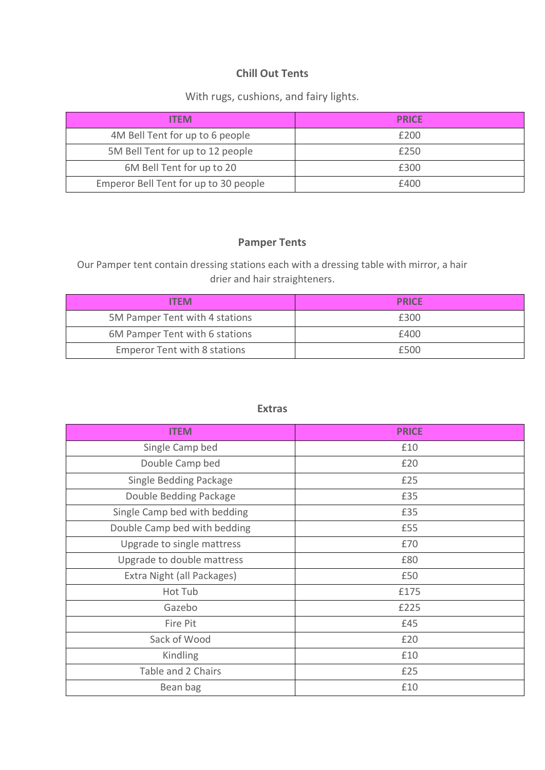## Chill Out Tents

With rugs, cushions, and fairy lights.

| ITEM | PRICE |
|---|---|
| 4M Bell Tent for up to 6 people | £200 |
| 5M Bell Tent for up to 12 people | £250 |
| 6M Bell Tent for up to 20 | £300 |
| Emperor Bell Tent for up to 30 people | £400 |

## Pamper Tents

Our Pamper tent contain dressing stations each with a dressing table with mirror, a hair drier and hair straighteners.

| ITEM | PRICE |
|---|---|
| 5M Pamper Tent with 4 stations | £300 |
| 6M Pamper Tent with 6 stations | £400 |
| Emperor Tent with 8 stations | £500 |

## Extras

| ITEM | PRICE |
|---|---|
| Single Camp bed | £10 |
| Double Camp bed | £20 |
| Single Bedding Package | £25 |
| Double Bedding Package | £35 |
| Single Camp bed with bedding | £35 |
| Double Camp bed with bedding | £55 |
| Upgrade to single mattress | £70 |
| Upgrade to double mattress | £80 |
| Extra Night (all Packages) | £50 |
| Hot Tub | £175 |
| Gazebo | £225 |
| Fire Pit | £45 |
| Sack of Wood | £20 |
| Kindling | £10 |
| Table and 2 Chairs | £25 |
| Bean bag | £10 |